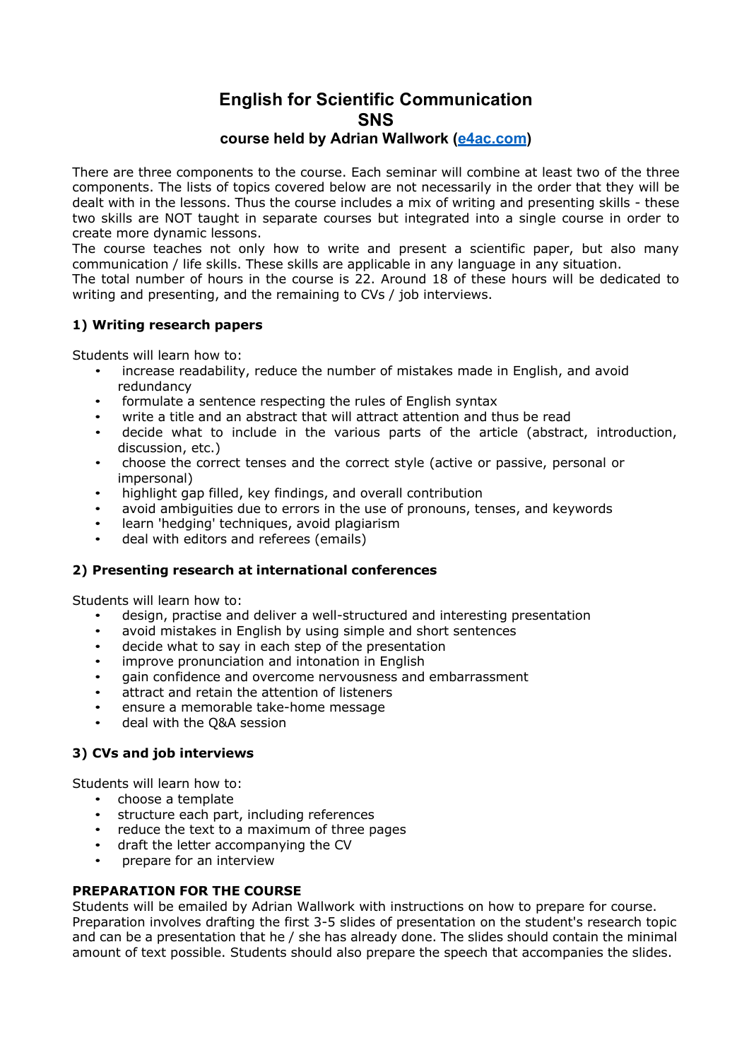# English for Scientific Communication
# SNS
### course held by Adrian Wallwork ([e4ac.com](e4ac.com))

There are three components to the course. Each seminar will combine at least two of the three components. The lists of topics covered below are not necessarily in the order that they will be dealt with in the lessons. Thus the course includes a mix of writing and presenting skills - these two skills are NOT taught in separate courses but integrated into a single course in order to create more dynamic lessons.
The course teaches not only how to write and present a scientific paper, but also many communication / life skills. These skills are applicable in any language in any situation.
The total number of hours in the course is 22. Around 18 of these hours will be dedicated to writing and presenting, and the remaining to CVs / job interviews.

### 1) Writing research papers

Students will learn how to:

- increase readability, reduce the number of mistakes made in English, and avoid redundancy
- formulate a sentence respecting the rules of English syntax
- write a title and an abstract that will attract attention and thus be read
- decide what to include in the various parts of the article (abstract, introduction, discussion, etc.)
- choose the correct tenses and the correct style (active or passive, personal or impersonal)
- highlight gap filled, key findings, and overall contribution
- avoid ambiguities due to errors in the use of pronouns, tenses, and keywords
- learn 'hedging' techniques, avoid plagiarism
- deal with editors and referees (emails)

### 2) Presenting research at international conferences

Students will learn how to:

- design, practise and deliver a well-structured and interesting presentation
- avoid mistakes in English by using simple and short sentences
- decide what to say in each step of the presentation
- improve pronunciation and intonation in English
- gain confidence and overcome nervousness and embarrassment
- attract and retain the attention of listeners
- ensure a memorable take-home message
- deal with the Q&A session

### 3) CVs and job interviews

Students will learn how to:

- choose a template
- structure each part, including references
- reduce the text to a maximum of three pages
- draft the letter accompanying the CV
- prepare for an interview

### PREPARATION FOR THE COURSE

Students will be emailed by Adrian Wallwork with instructions on how to prepare for course. Preparation involves drafting the first 3-5 slides of presentation on the student's research topic and can be a presentation that he / she has already done. The slides should contain the minimal amount of text possible. Students should also prepare the speech that accompanies the slides.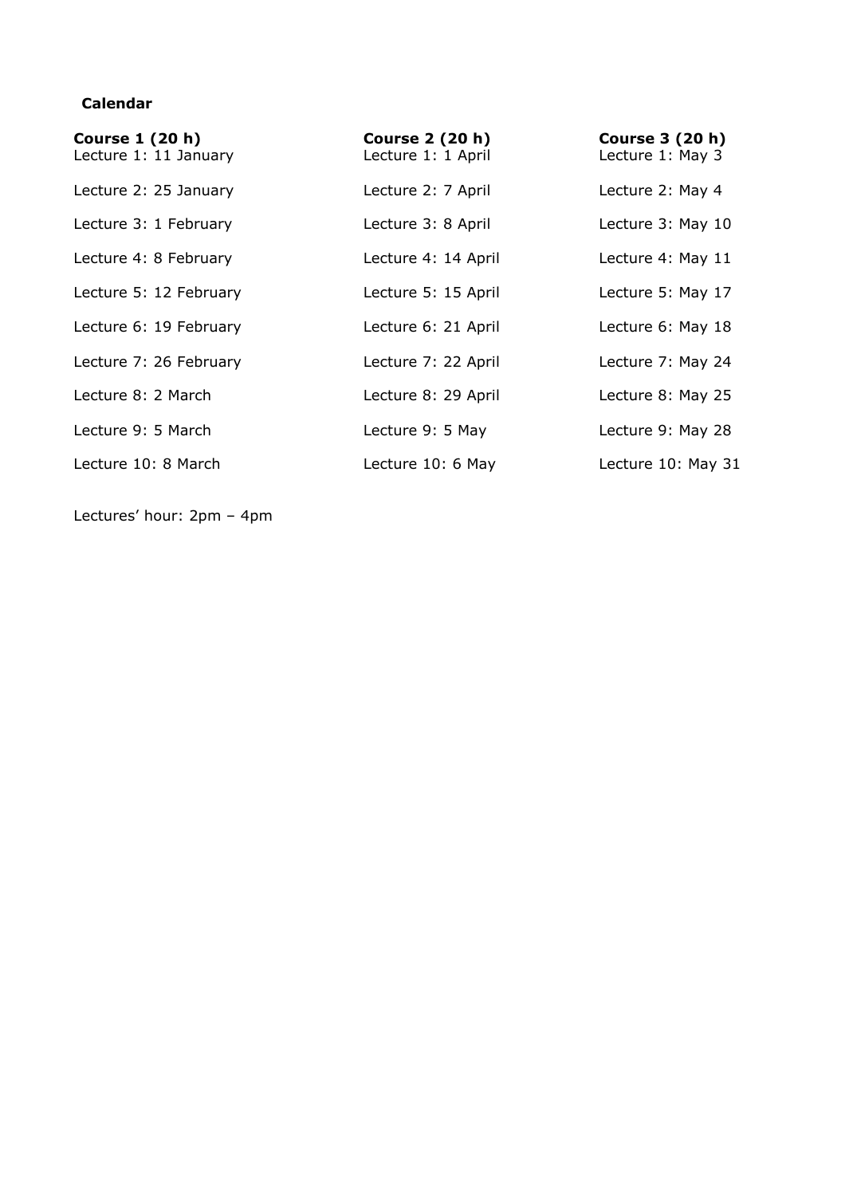**Calendar**

| Course 1 (20 h) | Course 2 (20 h) | Course 3 (20 h) |
|---|---|---|
| Lecture 1: 11 January | Lecture 1: 1 April | Lecture 1: May 3 |
| Lecture 2: 25 January | Lecture 2: 7 April | Lecture 2: May 4 |
| Lecture 3: 1 February | Lecture 3: 8 April | Lecture 3: May 10 |
| Lecture 4: 8 February | Lecture 4: 14 April | Lecture 4: May 11 |
| Lecture 5: 12 February | Lecture 5: 15 April | Lecture 5: May 17 |
| Lecture 6: 19 February | Lecture 6: 21 April | Lecture 6: May 18 |
| Lecture 7: 26 February | Lecture 7: 22 April | Lecture 7: May 24 |
| Lecture 8: 2 March | Lecture 8: 29 April | Lecture 8: May 25 |
| Lecture 9: 5 March | Lecture 9: 5 May | Lecture 9: May 28 |
| Lecture 10: 8 March | Lecture 10: 6 May | Lecture 10: May 31 |

Lectures' hour: 2pm – 4pm